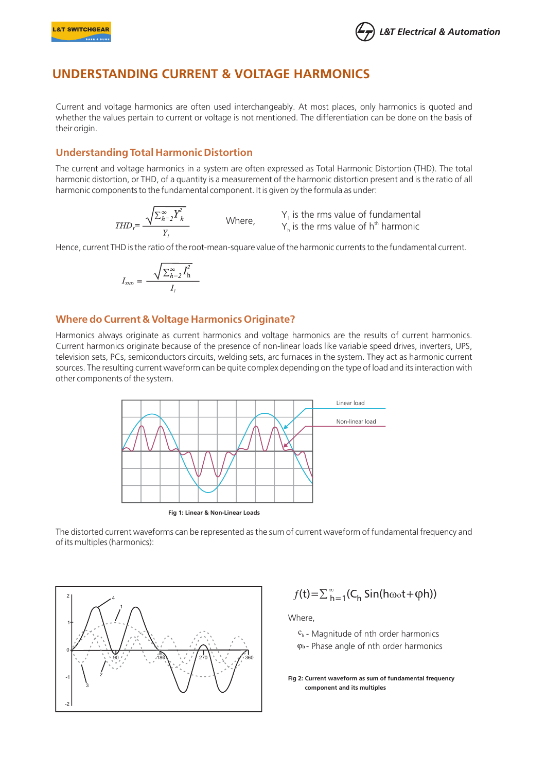# UNDERSTANDING CURRENT & VOLTAGE HARMONICS

Current and voltage harmonics are often used interchangeably. At most places, only harmonics is quoted and whether the values pertain to current or voltage is not mentioned. The differentiation can be done on the basis of their origin.

## Understanding Total Harmonic Distortion

The current and voltage harmonics in a system are often expressed as Total Harmonic Distortion (THD). The total harmonic distortion, or THD, of a quantity is a measurement of the harmonic distortion present and is the ratio of all harmonic components to the fundamental component. It is given by the formula as under:

$$THD_Y = \frac{\sqrt{\sum_{h=2}^{\infty} Y_h^2}}{Y_1}$$

Where,

$Y_1$ is the rms value of fundamental
$Y_h$ is the rms value of $h^{th}$ harmonic

Hence, current THD is the ratio of the root-mean-square value of the harmonic currents to the fundamental current.

$$I_{THD} = \frac{\sqrt{\sum_{h=2}^{\infty} I_h^2}}{I_1}$$

## Where do Current & Voltage Harmonics Originate?

Harmonics always originate as current harmonics and voltage harmonics are the results of current harmonics. Current harmonics originate because of the presence of non-linear loads like variable speed drives, inverters, UPS, television sets, PCs, semiconductors circuits, welding sets, arc furnaces in the system. They act as harmonic current sources. The resulting current waveform can be quite complex depending on the type of load and its interaction with other components of the system.

Fig 1: Linear & Non-Linear Loads

The distorted current waveforms can be represented as the sum of current waveform of fundamental frequency and of its multiples (harmonics):

$$f(t) = \sum_{h=1}^{\infty} (C_h \operatorname{Sin}(h\omega_0 t + \varphi h))$$

Where,

$c_h$ - Magnitude of nth order harmonics
$\varphi_h$ - Phase angle of nth order harmonics

**Fig 2: Current waveform as sum of fundamental frequency component and its multiples**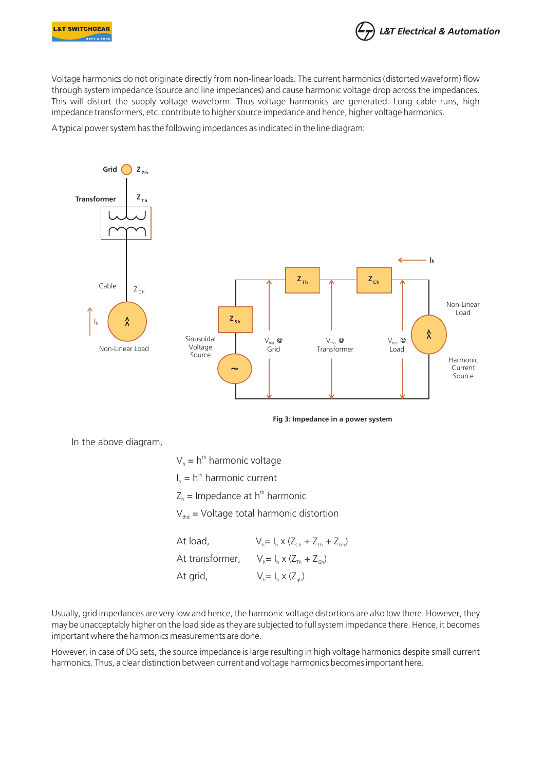Voltage harmonics do not originate directly from non-linear loads. The current harmonics (distorted waveform) flow through system impedance (source and line impedances) and cause harmonic voltage drop across the impedances. This will distort the supply voltage waveform. Thus voltage harmonics are generated. Long cable runs, high impedance transformers, etc. contribute to higher source impedance and hence, higher voltage harmonics.

A typical power system has the following impedances as indicated in the line diagram:

**Fig 3: Impedance in a power system**

In the above diagram,

$V_h$ = $h^{th}$ harmonic voltage

$I_h$ = $h^{th}$ harmonic current

$Z_h$ = Impedance at $h^{th}$ harmonic

$V_{thd}$ = Voltage total harmonic distortion

At load, $V_h = I_h \times (Z_{Ch} + Z_{Th} + Z_{Gh})$

At transformer, $V_h = I_h \times (Z_{Th} + Z_{Gh})$

At grid, $V_h = I_h \times (Z_{gh})$

Usually, grid impedances are very low and hence, the harmonic voltage distortions are also low there. However, they may be unacceptably higher on the load side as they are subjected to full system impedance there. Hence, it becomes important where the harmonics measurements are done.

However, in case of DG sets, the source impedance is large resulting in high voltage harmonics despite small current harmonics. Thus, a clear distinction between current and voltage harmonics becomes important here.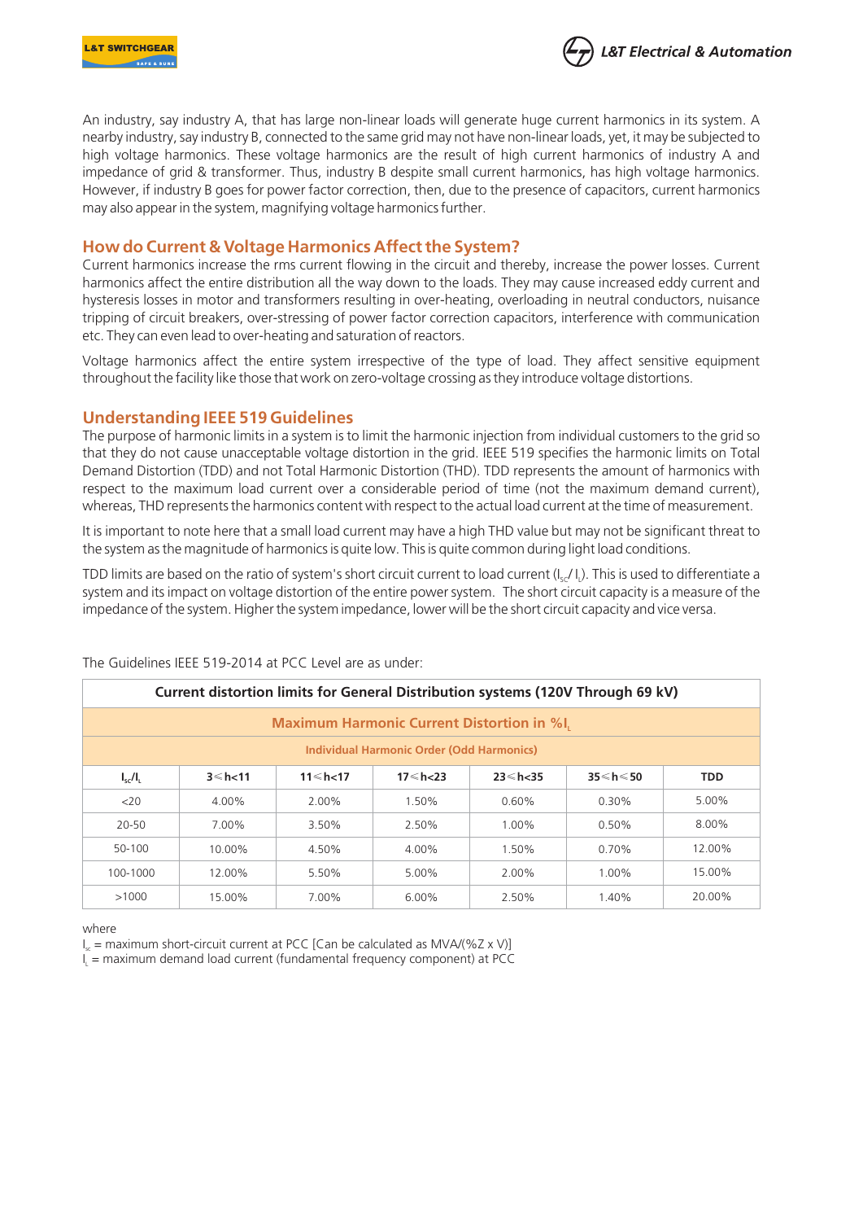An industry, say industry A, that has large non-linear loads will generate huge current harmonics in its system. A nearby industry, say industry B, connected to the same grid may not have non-linear loads, yet, it may be subjected to high voltage harmonics. These voltage harmonics are the result of high current harmonics of industry A and impedance of grid & transformer. Thus, industry B despite small current harmonics, has high voltage harmonics. However, if industry B goes for power factor correction, then, due to the presence of capacitors, current harmonics may also appear in the system, magnifying voltage harmonics further.

## How do Current & Voltage Harmonics Affect the System?

Current harmonics increase the rms current flowing in the circuit and thereby, increase the power losses. Current harmonics affect the entire distribution all the way down to the loads. They may cause increased eddy current and hysteresis losses in motor and transformers resulting in over-heating, overloading in neutral conductors, nuisance tripping of circuit breakers, over-stressing of power factor correction capacitors, interference with communication etc. They can even lead to over-heating and saturation of reactors.

Voltage harmonics affect the entire system irrespective of the type of load. They affect sensitive equipment throughout the facility like those that work on zero-voltage crossing as they introduce voltage distortions.

## Understanding IEEE 519 Guidelines

The purpose of harmonic limits in a system is to limit the harmonic injection from individual customers to the grid so that they do not cause unacceptable voltage distortion in the grid. IEEE 519 specifies the harmonic limits on Total Demand Distortion (TDD) and not Total Harmonic Distortion (THD). TDD represents the amount of harmonics with respect to the maximum load current over a considerable period of time (not the maximum demand current), whereas, THD represents the harmonics content with respect to the actual load current at the time of measurement.

It is important to note here that a small load current may have a high THD value but may not be significant threat to the system as the magnitude of harmonics is quite low. This is quite common during light load conditions.

TDD limits are based on the ratio of system's short circuit current to load current ($I_{sc}/I_L$). This is used to differentiate a system and its impact on voltage distortion of the entire power system. The short circuit capacity is a measure of the impedance of the system. Higher the system impedance, lower will be the short circuit capacity and vice versa.

The Guidelines IEEE 519-2014 at PCC Level are as under:

| Current distortion limits for General Distribution systems (120V Through 69 kV) | | | | | | |
|---|---|---|---|---|---|---|
| **Maximum Harmonic Current Distortion in %$I_L$** | | | | | | |
| **Individual Harmonic Order (Odd Harmonics)** | | | | | | |
| $I_{sc}/I_L$ | $3 \leq h < 11$ | $11 \leq h < 17$ | $17 \leq h < 23$ | $23 \leq h < 35$ | $35 \leq h \leq 50$ | TDD |
| <20 | 4.00% | 2.00% | 1.50% | 0.60% | 0.30% | 5.00% |
| 20-50 | 7.00% | 3.50% | 2.50% | 1.00% | 0.50% | 8.00% |
| 50-100 | 10.00% | 4.50% | 4.00% | 1.50% | 0.70% | 12.00% |
| 100-1000 | 12.00% | 5.50% | 5.00% | 2.00% | 1.00% | 15.00% |
| >1000 | 15.00% | 7.00% | 6.00% | 2.50% | 1.40% | 20.00% |

where

$I_{sc}$ = maximum short-circuit current at PCC [Can be calculated as MVA/(%Z x V)]

$I_L$ = maximum demand load current (fundamental frequency component) at PCC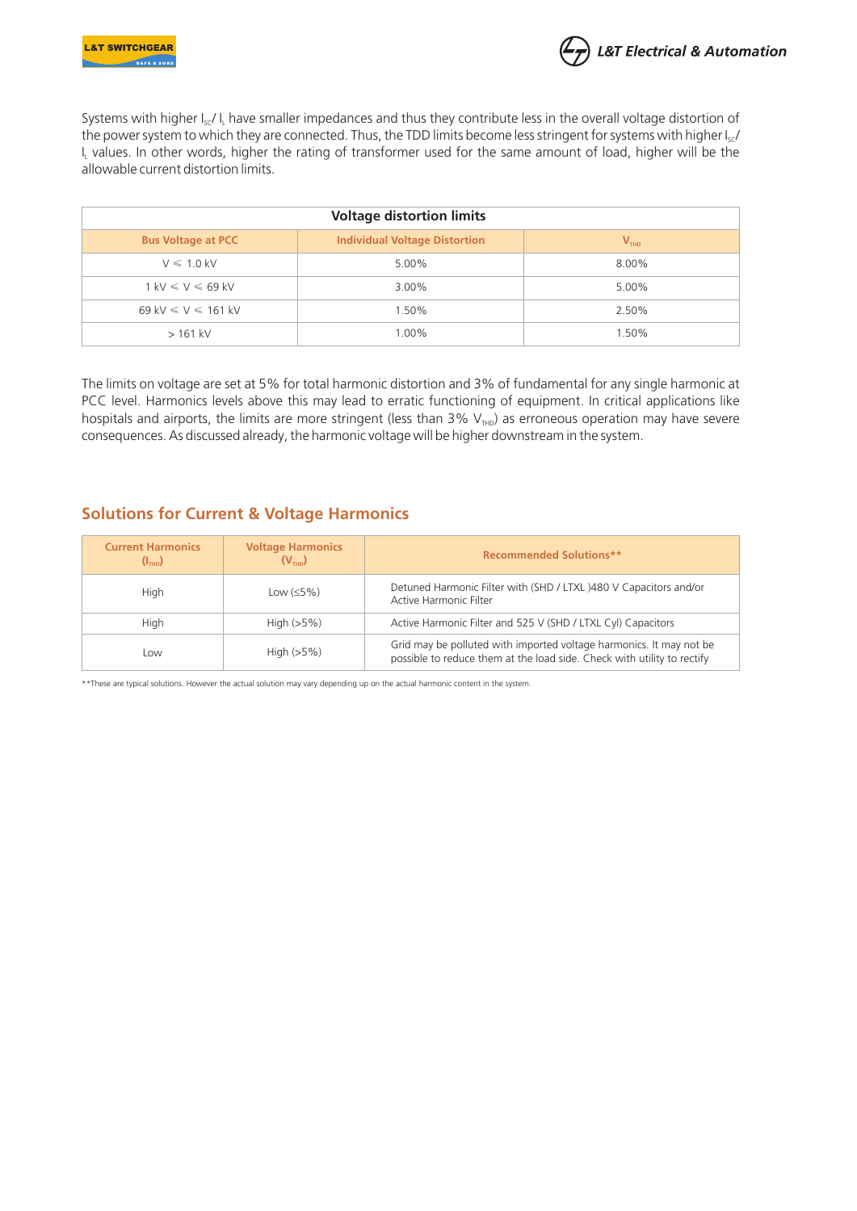Systems with higher $I_{SC}/I_L$ have smaller impedances and thus they contribute less in the overall voltage distortion of the power system to which they are connected. Thus, the TDD limits become less stringent for systems with higher $I_{SC}/I_L$ values. In other words, higher the rating of transformer used for the same amount of load, higher will be the allowable current distortion limits.

| Voltage distortion limits | | |
|---|---|---|
| **Bus Voltage at PCC** | **Individual Voltage Distortion** | **$V_{THD}$** |
| V ≤ 1.0 kV | 5.00% | 8.00% |
| 1 kV ≤ V ≤ 69 kV | 3.00% | 5.00% |
| 69 kV ≤ V ≤ 161 kV | 1.50% | 2.50% |
| > 161 kV | 1.00% | 1.50% |

The limits on voltage are set at 5% for total harmonic distortion and 3% of fundamental for any single harmonic at PCC level. Harmonics levels above this may lead to erratic functioning of equipment. In critical applications like hospitals and airports, the limits are more stringent (less than 3% $V_{THD}$) as erroneous operation may have severe consequences. As discussed already, the harmonic voltage will be higher downstream in the system.

## Solutions for Current & Voltage Harmonics

| Current Harmonics ($I_{THD}$) | Voltage Harmonics ($V_{THD}$) | Recommended Solutions** |
|---|---|---|
| High | Low (≤5%) | Detuned Harmonic Filter with (SHD / LTXL )480 V Capacitors and/or Active Harmonic Filter |
| High | High (>5%) | Active Harmonic Filter and 525 V (SHD / LTXL Cyl) Capacitors |
| Low | High (>5%) | Grid may be polluted with imported voltage harmonics. It may not be possible to reduce them at the load side. Check with utility to rectify |

**These are typical solutions. However the actual solution may vary depending up on the actual harmonic content in the system.